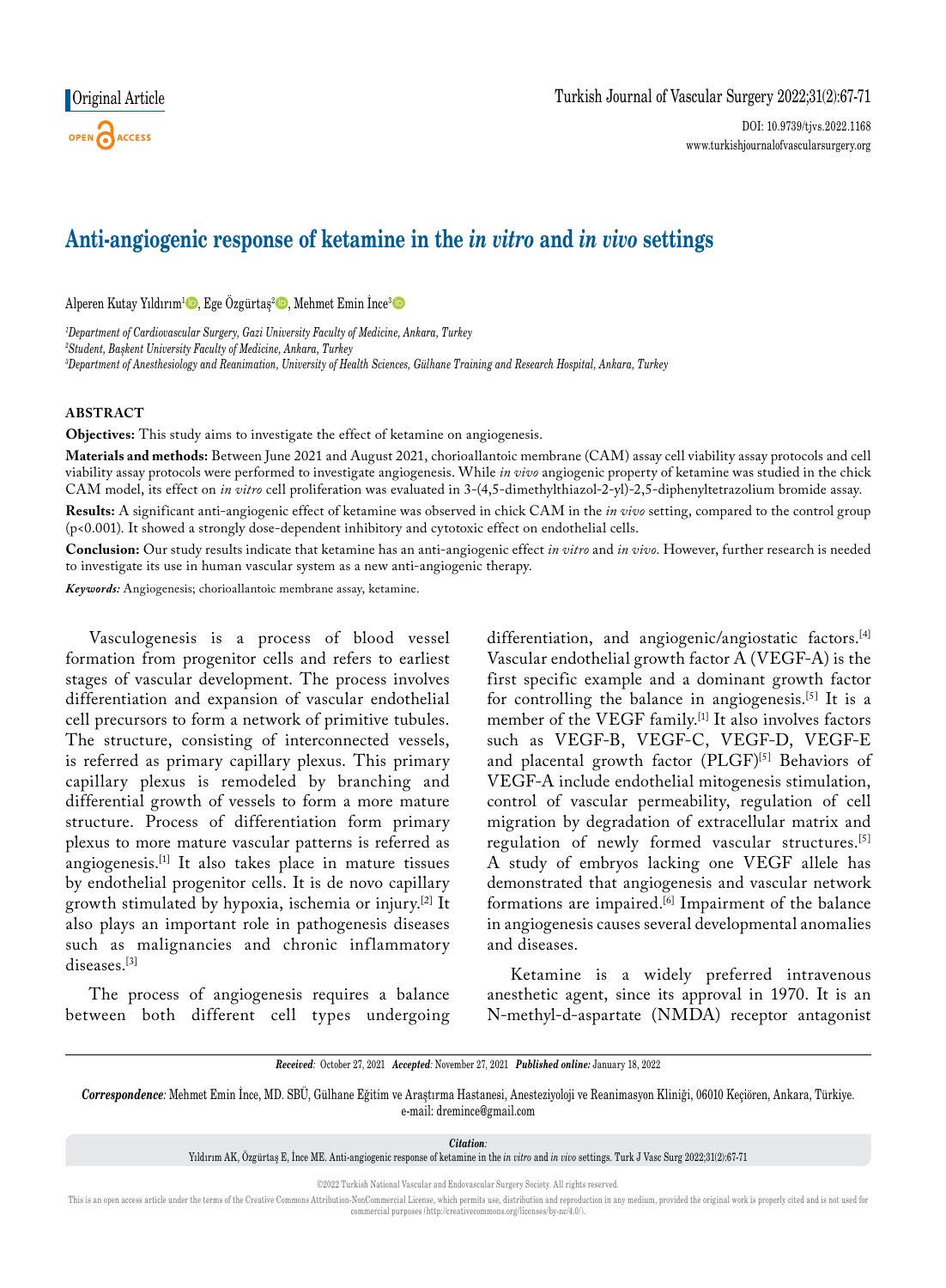Original Article

# Anti-angiogenic response of ketamine in the *in vitro* and *in vivo* settings

Alperen Kutay Yıldırım[1], Ege Özgürtaş[2], Mehmet Emin İnce[3]

*[1]Department of Cardiovascular Surgery, Gazi University Faculty of Medicine, Ankara, Turkey*
*[2]Student, Başkent University Faculty of Medicine, Ankara, Turkey*
*[3]Department of Anesthesiology and Reanimation, University of Health Sciences, Gülhane Training and Research Hospital, Ankara, Turkey*

## ABSTRACT

**Objectives:** This study aims to investigate the effect of ketamine on angiogenesis.

**Materials and methods:** Between June 2021 and August 2021, chorioallantoic membrane (CAM) assay cell viability assay protocols and cell viability assay protocols were performed to investigate angiogenesis. While *in vivo* angiogenic property of ketamine was studied in the chick CAM model, its effect on *in vitro* cell proliferation was evaluated in 3-(4,5-dimethylthiazol-2-yl)-2,5-diphenyltetrazolium bromide assay.

**Results:** A significant anti-angiogenic effect of ketamine was observed in chick CAM in the *in vivo* setting, compared to the control group ($p<0.001$). It showed a strongly dose-dependent inhibitory and cytotoxic effect on endothelial cells.

**Conclusion:** Our study results indicate that ketamine has an anti-angiogenic effect *in vitro* and *in vivo*. However, further research is needed to investigate its use in human vascular system as a new anti-angiogenic therapy.

***Keywords:*** Angiogenesis; chorioallantoic membrane assay, ketamine.

Vasculogenesis is a process of blood vessel formation from progenitor cells and refers to earliest stages of vascular development. The process involves differentiation and expansion of vascular endothelial cell precursors to form a network of primitive tubules. The structure, consisting of interconnected vessels, is referred as primary capillary plexus. This primary capillary plexus is remodeled by branching and differential growth of vessels to form a more mature structure. Process of differentiation form primary plexus to more mature vascular patterns is referred as angiogenesis.[1] It also takes place in mature tissues by endothelial progenitor cells. It is de novo capillary growth stimulated by hypoxia, ischemia or injury.[2] It also plays an important role in pathogenesis diseases such as malignancies and chronic inflammatory diseases.[3]

The process of angiogenesis requires a balance between both different cell types undergoing differentiation, and angiogenic/angiostatic factors.[4] Vascular endothelial growth factor A (VEGF-A) is the first specific example and a dominant growth factor for controlling the balance in angiogenesis.[5] It is a member of the VEGF family.[1] It also involves factors such as VEGF-B, VEGF-C, VEGF-D, VEGF-E and placental growth factor (PLGF)[5] Behaviors of VEGF-A include endothelial mitogenesis stimulation, control of vascular permeability, regulation of cell migration by degradation of extracellular matrix and regulation of newly formed vascular structures.[5] A study of embryos lacking one VEGF allele has demonstrated that angiogenesis and vascular network formations are impaired.[6] Impairment of the balance in angiogenesis causes several developmental anomalies and diseases.

Ketamine is a widely preferred intravenous anesthetic agent, since its approval in 1970. It is an N-methyl-d-aspartate (NMDA) receptor antagonist

***Received:*** October 27, 2021 ***Accepted:*** November 27, 2021 ***Published online:*** January 18, 2022

***Correspondence:*** Mehmet Emin İnce, MD. SBÜ, Gülhane Eğitim ve Araştırma Hastanesi, Anesteziyoloji ve Reanimasyon Kliniği, 06010 Keçiören, Ankara, Türkiye.
e-mail: dreminc​e@gmail.com

***Citation:***
Yıldırım AK, Özgürtaş E, İnce ME. Anti-angiogenic response of ketamine in the *in vitro* and *in vivo* settings. Turk J Vasc Surg 2022;31(2):67-71

©2022 Turkish National Vascular and Endovascular Surgery Society. All rights reserved.

This is an open access article under the terms of the Creative Commons Attribution-NonCommercial License, which permits use, distribution and reproduction in any medium, provided the original work is properly cited and is not used for commercial purposes (http://creativecommons.org/licenses/by-nc/4.0/).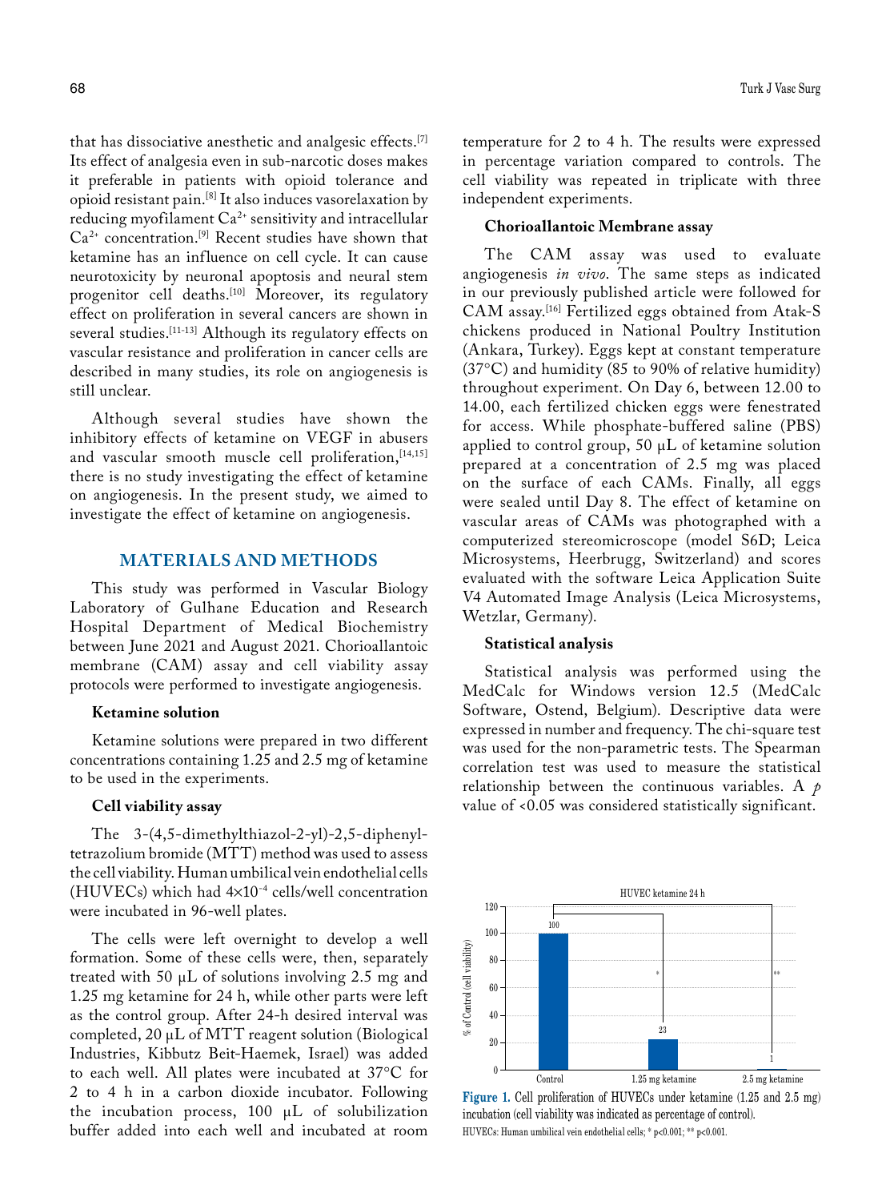that has dissociative anesthetic and analgesic effects.[7] Its effect of analgesia even in sub-narcotic doses makes it preferable in patients with opioid tolerance and opioid resistant pain.[8] It also induces vasorelaxation by reducing myofilament $Ca^{2+}$ sensitivity and intracellular $Ca^{2+}$ concentration.[9] Recent studies have shown that ketamine has an influence on cell cycle. It can cause neurotoxicity by neuronal apoptosis and neural stem progenitor cell deaths.[10] Moreover, its regulatory effect on proliferation in several cancers are shown in several studies.[11-13] Although its regulatory effects on vascular resistance and proliferation in cancer cells are described in many studies, its role on angiogenesis is still unclear.

Although several studies have shown the inhibitory effects of ketamine on VEGF in abusers and vascular smooth muscle cell proliferation,[14,15] there is no study investigating the effect of ketamine on angiogenesis. In the present study, we aimed to investigate the effect of ketamine on angiogenesis.

## MATERIALS AND METHODS

This study was performed in Vascular Biology Laboratory of Gulhane Education and Research Hospital Department of Medical Biochemistry between June 2021 and August 2021. Chorioallantoic membrane (CAM) assay and cell viability assay protocols were performed to investigate angiogenesis.

### Ketamine solution

Ketamine solutions were prepared in two different concentrations containing 1.25 and 2.5 mg of ketamine to be used in the experiments.

### Cell viability assay

The 3-(4,5-dimethylthiazol-2-yl)-2,5-diphenyltetrazolium bromide (MTT) method was used to assess the cell viability. Human umbilical vein endothelial cells (HUVECs) which had $4\times10^{-4}$ cells/well concentration were incubated in 96-well plates.

The cells were left overnight to develop a well formation. Some of these cells were, then, separately treated with 50 µL of solutions involving 2.5 mg and 1.25 mg ketamine for 24 h, while other parts were left as the control group. After 24-h desired interval was completed, 20 µL of MTT reagent solution (Biological Industries, Kibbutz Beit-Haemek, Israel) was added to each well. All plates were incubated at 37°C for 2 to 4 h in a carbon dioxide incubator. Following the incubation process, 100 µL of solubilization buffer added into each well and incubated at room temperature for 2 to 4 h. The results were expressed in percentage variation compared to controls. The cell viability was repeated in triplicate with three independent experiments.

### Chorioallantoic Membrane assay

The CAM assay was used to evaluate angiogenesis *in vivo*. The same steps as indicated in our previously published article were followed for CAM assay.[16] Fertilized eggs obtained from Atak-S chickens produced in National Poultry Institution (Ankara, Turkey). Eggs kept at constant temperature (37°C) and humidity (85 to 90% of relative humidity) throughout experiment. On Day 6, between 12.00 to 14.00, each fertilized chicken eggs were fenestrated for access. While phosphate-buffered saline (PBS) applied to control group, 50 µL of ketamine solution prepared at a concentration of 2.5 mg was placed on the surface of each CAMs. Finally, all eggs were sealed until Day 8. The effect of ketamine on vascular areas of CAMs was photographed with a computerized stereomicroscope (model S6D; Leica Microsystems, Heerbrugg, Switzerland) and scores evaluated with the software Leica Application Suite V4 Automated Image Analysis (Leica Microsystems, Wetzlar, Germany).

### Statistical analysis

Statistical analysis was performed using the MedCalc for Windows version 12.5 (MedCalc Software, Ostend, Belgium). Descriptive data were expressed in number and frequency. The chi-square test was used for the non-parametric tests. The Spearman correlation test was used to measure the statistical relationship between the continuous variables. A $p$ value of <0.05 was considered statistically significant.

**Figure 1.** Cell proliferation of HUVECs under ketamine (1.25 and 2.5 mg) incubation (cell viability was indicated as percentage of control).
HUVECs: Human umbilical vein endothelial cells; * p<0.001; ** p<0.001.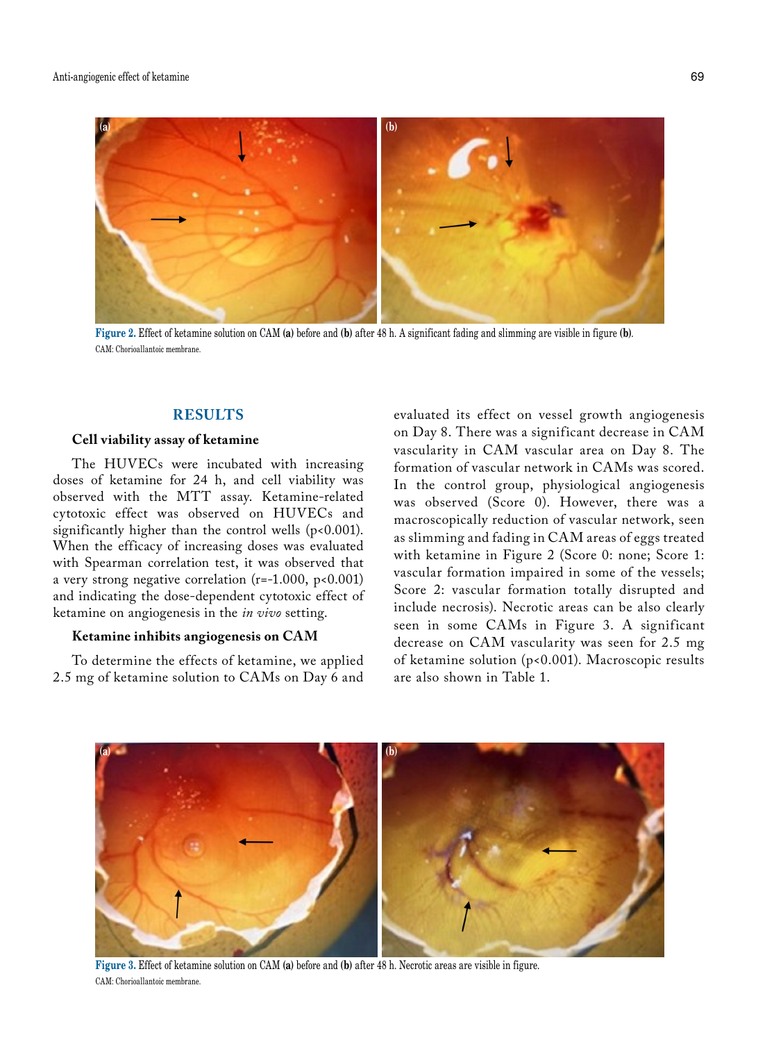Figure 2. Effect of ketamine solution on CAM (a) before and (b) after 48 h. A significant fading and slimming are visible in figure (b).

CAM: Chorioallantoic membrane.

## RESULTS

### Cell viability assay of ketamine

The HUVECs were incubated with increasing doses of ketamine for 24 h, and cell viability was observed with the MTT assay. Ketamine-related cytotoxic effect was observed on HUVECs and significantly higher than the control wells ($p<0.001$). When the efficacy of increasing doses was evaluated with Spearman correlation test, it was observed that a very strong negative correlation ($r=-1.000$, $p<0.001$) and indicating the dose-dependent cytotoxic effect of ketamine on angiogenesis in the *in vivo* setting.

### Ketamine inhibits angiogenesis on CAM

To determine the effects of ketamine, we applied 2.5 mg of ketamine solution to CAMs on Day 6 and evaluated its effect on vessel growth angiogenesis on Day 8. There was a significant decrease in CAM vascularity in CAM vascular area on Day 8. The formation of vascular network in CAMs was scored. In the control group, physiological angiogenesis was observed (Score 0). However, there was a macroscopically reduction of vascular network, seen as slimming and fading in CAM areas of eggs treated with ketamine in Figure 2 (Score 0: none; Score 1: vascular formation impaired in some of the vessels; Score 2: vascular formation totally disrupted and include necrosis). Necrotic areas can be also clearly seen in some CAMs in Figure 3. A significant decrease on CAM vascularity was seen for 2.5 mg of ketamine solution ($p<0.001$). Macroscopic results are also shown in Table 1.

Figure 3. Effect of ketamine solution on CAM (a) before and (b) after 48 h. Necrotic areas are visible in figure.

CAM: Chorioallantoic membrane.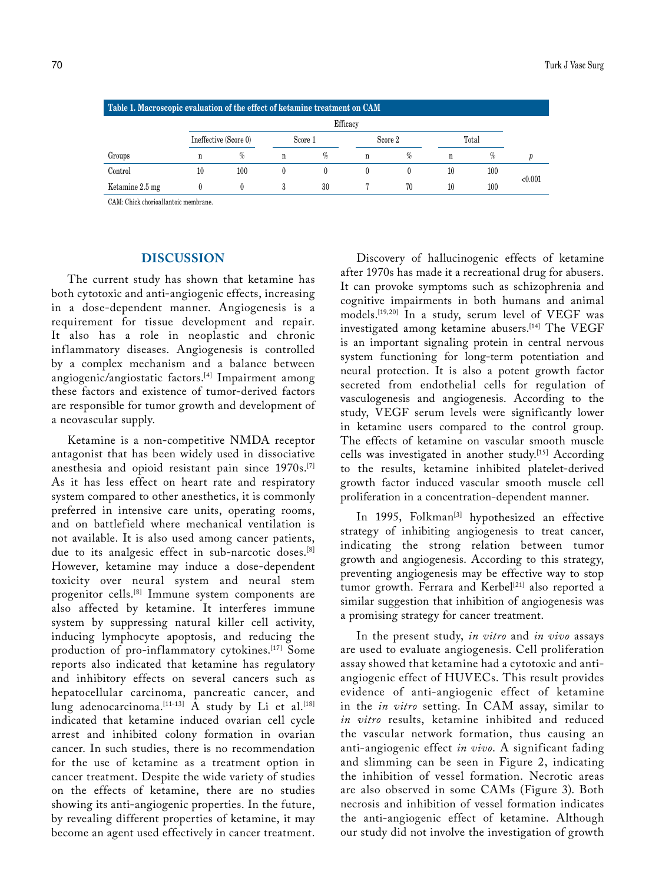**Table 1. Macroscopic evaluation of the effect of ketamine treatment on CAM**

| | Efficacy | | | | | | | | |
|---|---|---|---|---|---|---|---|---|---|
| | Ineffective (Score 0) | | Score 1 | | Score 2 | | Total | | |
| Groups | n | % | n | % | n | % | n | % | p |
| Control | 10 | 100 | 0 | 0 | 0 | 0 | 10 | 100 | <0.001 |
| Ketamine 2.5 mg | 0 | 0 | 3 | 30 | 7 | 70 | 10 | 100 | |

CAM: Chick chorioallantoic membrane.

## DISCUSSION

The current study has shown that ketamine has both cytotoxic and anti-angiogenic effects, increasing in a dose-dependent manner. Angiogenesis is a requirement for tissue development and repair. It also has a role in neoplastic and chronic inflammatory diseases. Angiogenesis is controlled by a complex mechanism and a balance between angiogenic/angiostatic factors.[4] Impairment among these factors and existence of tumor-derived factors are responsible for tumor growth and development of a neovascular supply.

Ketamine is a non-competitive NMDA receptor antagonist that has been widely used in dissociative anesthesia and opioid resistant pain since 1970s.[7] As it has less effect on heart rate and respiratory system compared to other anesthetics, it is commonly preferred in intensive care units, operating rooms, and on battlefield where mechanical ventilation is not available. It is also used among cancer patients, due to its analgesic effect in sub-narcotic doses.[8] However, ketamine may induce a dose-dependent toxicity over neural system and neural stem progenitor cells.[8] Immune system components are also affected by ketamine. It interferes immune system by suppressing natural killer cell activity, inducing lymphocyte apoptosis, and reducing the production of pro-inflammatory cytokines.[17] Some reports also indicated that ketamine has regulatory and inhibitory effects on several cancers such as hepatocellular carcinoma, pancreatic cancer, and lung adenocarcinoma.[11-13] A study by Li et al.[18] indicated that ketamine induced ovarian cell cycle arrest and inhibited colony formation in ovarian cancer. In such studies, there is no recommendation for the use of ketamine as a treatment option in cancer treatment. Despite the wide variety of studies on the effects of ketamine, there are no studies showing its anti-angiogenic properties. In the future, by revealing different properties of ketamine, it may become an agent used effectively in cancer treatment.

Discovery of hallucinogenic effects of ketamine after 1970s has made it a recreational drug for abusers. It can provoke symptoms such as schizophrenia and cognitive impairments in both humans and animal models.[19,20] In a study, serum level of VEGF was investigated among ketamine abusers.[14] The VEGF is an important signaling protein in central nervous system functioning for long-term potentiation and neural protection. It is also a potent growth factor secreted from endothelial cells for regulation of vasculogenesis and angiogenesis. According to the study, VEGF serum levels were significantly lower in ketamine users compared to the control group. The effects of ketamine on vascular smooth muscle cells was investigated in another study.[15] According to the results, ketamine inhibited platelet-derived growth factor induced vascular smooth muscle cell proliferation in a concentration-dependent manner.

In 1995, Folkman[3] hypothesized an effective strategy of inhibiting angiogenesis to treat cancer, indicating the strong relation between tumor growth and angiogenesis. According to this strategy, preventing angiogenesis may be effective way to stop tumor growth. Ferrara and Kerbel[21] also reported a similar suggestion that inhibition of angiogenesis was a promising strategy for cancer treatment.

In the present study, *in vitro* and *in vivo* assays are used to evaluate angiogenesis. Cell proliferation assay showed that ketamine had a cytotoxic and anti-angiogenic effect of HUVECs. This result provides evidence of anti-angiogenic effect of ketamine in the *in vitro* setting. In CAM assay, similar to *in vitro* results, ketamine inhibited and reduced the vascular network formation, thus causing an anti-angiogenic effect *in vivo*. A significant fading and slimming can be seen in Figure 2, indicating the inhibition of vessel formation. Necrotic areas are also observed in some CAMs (Figure 3). Both necrosis and inhibition of vessel formation indicates the anti-angiogenic effect of ketamine. Although our study did not involve the investigation of growth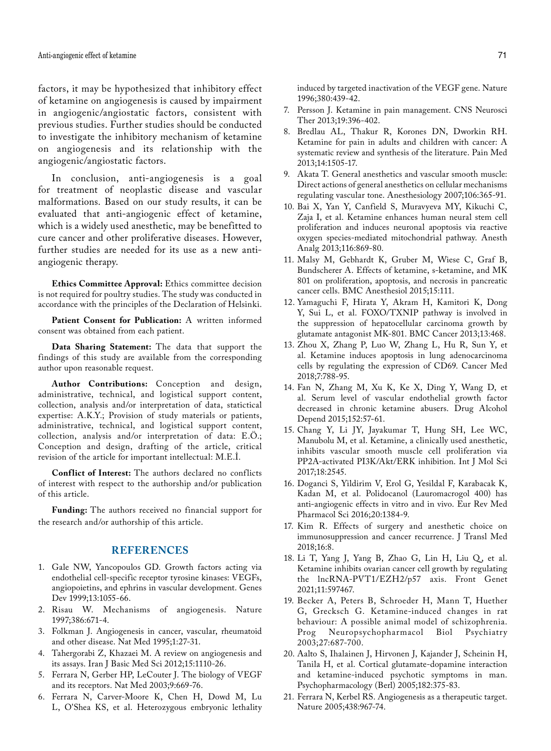factors, it may be hypothesized that inhibitory effect of ketamine on angiogenesis is caused by impairment in angiogenic/angiostatic factors, consistent with previous studies. Further studies should be conducted to investigate the inhibitory mechanism of ketamine on angiogenesis and its relationship with the angiogenic/angiostatic factors.

In conclusion, anti-angiogenesis is a goal for treatment of neoplastic disease and vascular malformations. Based on our study results, it can be evaluated that anti-angiogenic effect of ketamine, which is a widely used anesthetic, may be benefitted to cure cancer and other proliferative diseases. However, further studies are needed for its use as a new anti-angiogenic therapy.

**Ethics Committee Approval:** Ethics committee decision is not required for poultry studies. The study was conducted in accordance with the principles of the Declaration of Helsinki.

**Patient Consent for Publication:** A written informed consent was obtained from each patient.

**Data Sharing Statement:** The data that support the findings of this study are available from the corresponding author upon reasonable request.

**Author Contributions:** Conception and design, administrative, technical, and logistical support content, collection, analysis and/or interpretation of data, statictical expertise: A.K.Y.; Provision of study materials or patients, administrative, technical, and logistical support content, collection, analysis and/or interpretation of data: E.Ö.; Conception and design, drafting of the article, critical revision of the article for important intellectual: M.E.İ.

**Conflict of Interest:** The authors declared no conflicts of interest with respect to the authorship and/or publication of this article.

**Funding:** The authors received no financial support for the research and/or authorship of this article.

## REFERENCES

1. Gale NW, Yancopoulos GD. Growth factors acting via endothelial cell-specific receptor tyrosine kinases: VEGFs, angiopoietins, and ephrins in vascular development. Genes Dev 1999;13:1055-66.
2. Risau W. Mechanisms of angiogenesis. Nature 1997;386:671-4.
3. Folkman J. Angiogenesis in cancer, vascular, rheumatoid and other disease. Nat Med 1995;1:27-31.
4. Tahergorabi Z, Khazaei M. A review on angiogenesis and its assays. Iran J Basic Med Sci 2012;15:1110-26.
5. Ferrara N, Gerber HP, LeCouter J. The biology of VEGF and its receptors. Nat Med 2003;9:669-76.
6. Ferrara N, Carver-Moore K, Chen H, Dowd M, Lu L, O'Shea KS, et al. Heterozygous embryonic lethality induced by targeted inactivation of the VEGF gene. Nature 1996;380:439-42.
7. Persson J. Ketamine in pain management. CNS Neurosci Ther 2013;19:396-402.
8. Bredlau AL, Thakur R, Korones DN, Dworkin RH. Ketamine for pain in adults and children with cancer: A systematic review and synthesis of the literature. Pain Med 2013;14:1505-17.
9. Akata T. General anesthetics and vascular smooth muscle: Direct actions of general anesthetics on cellular mechanisms regulating vascular tone. Anesthesiology 2007;106:365-91.
10. Bai X, Yan Y, Canfield S, Muravyeva MY, Kikuchi C, Zaja I, et al. Ketamine enhances human neural stem cell proliferation and induces neuronal apoptosis via reactive oxygen species-mediated mitochondrial pathway. Anesth Analg 2013;116:869-80.
11. Malsy M, Gebhardt K, Gruber M, Wiese C, Graf B, Bundscherer A. Effects of ketamine, s-ketamine, and MK 801 on proliferation, apoptosis, and necrosis in pancreatic cancer cells. BMC Anesthesiol 2015;15:111.
12. Yamaguchi F, Hirata Y, Akram H, Kamitori K, Dong Y, Sui L, et al. FOXO/TXNIP pathway is involved in the suppression of hepatocellular carcinoma growth by glutamate antagonist MK-801. BMC Cancer 2013;13:468.
13. Zhou X, Zhang P, Luo W, Zhang L, Hu R, Sun Y, et al. Ketamine induces apoptosis in lung adenocarcinoma cells by regulating the expression of CD69. Cancer Med 2018;7:788-95.
14. Fan N, Zhang M, Xu K, Ke X, Ding Y, Wang D, et al. Serum level of vascular endothelial growth factor decreased in chronic ketamine abusers. Drug Alcohol Depend 2015;152:57-61.
15. Chang Y, Li JY, Jayakumar T, Hung SH, Lee WC, Manubolu M, et al. Ketamine, a clinically used anesthetic, inhibits vascular smooth muscle cell proliferation via PP2A-activated PI3K/Akt/ERK inhibition. Int J Mol Sci 2017;18:2545.
16. Doganci S, Yildirim V, Erol G, Yesildal F, Karabacak K, Kadan M, et al. Polidocanol (Lauromacrogol 400) has anti-angiogenic effects in vitro and in vivo. Eur Rev Med Pharmacol Sci 2016;20:1384-9.
17. Kim R. Effects of surgery and anesthetic choice on immunosuppression and cancer recurrence. J Transl Med 2018;16:8.
18. Li T, Yang J, Yang B, Zhao G, Lin H, Liu Q, et al. Ketamine inhibits ovarian cancer cell growth by regulating the lncRNA-PVT1/EZH2/p57 axis. Front Genet 2021;11:597467.
19. Becker A, Peters B, Schroeder H, Mann T, Huether G, Grecksch G. Ketamine-induced changes in rat behaviour: A possible animal model of schizophrenia. Prog Neuropsychopharmacol Biol Psychiatry 2003;27:687-700.
20. Aalto S, Ihalainen J, Hirvonen J, Kajander J, Scheinin H, Tanila H, et al. Cortical glutamate-dopamine interaction and ketamine-induced psychotic symptoms in man. Psychopharmacology (Berl) 2005;182:375-83.
21. Ferrara N, Kerbel RS. Angiogenesis as a therapeutic target. Nature 2005;438:967-74.